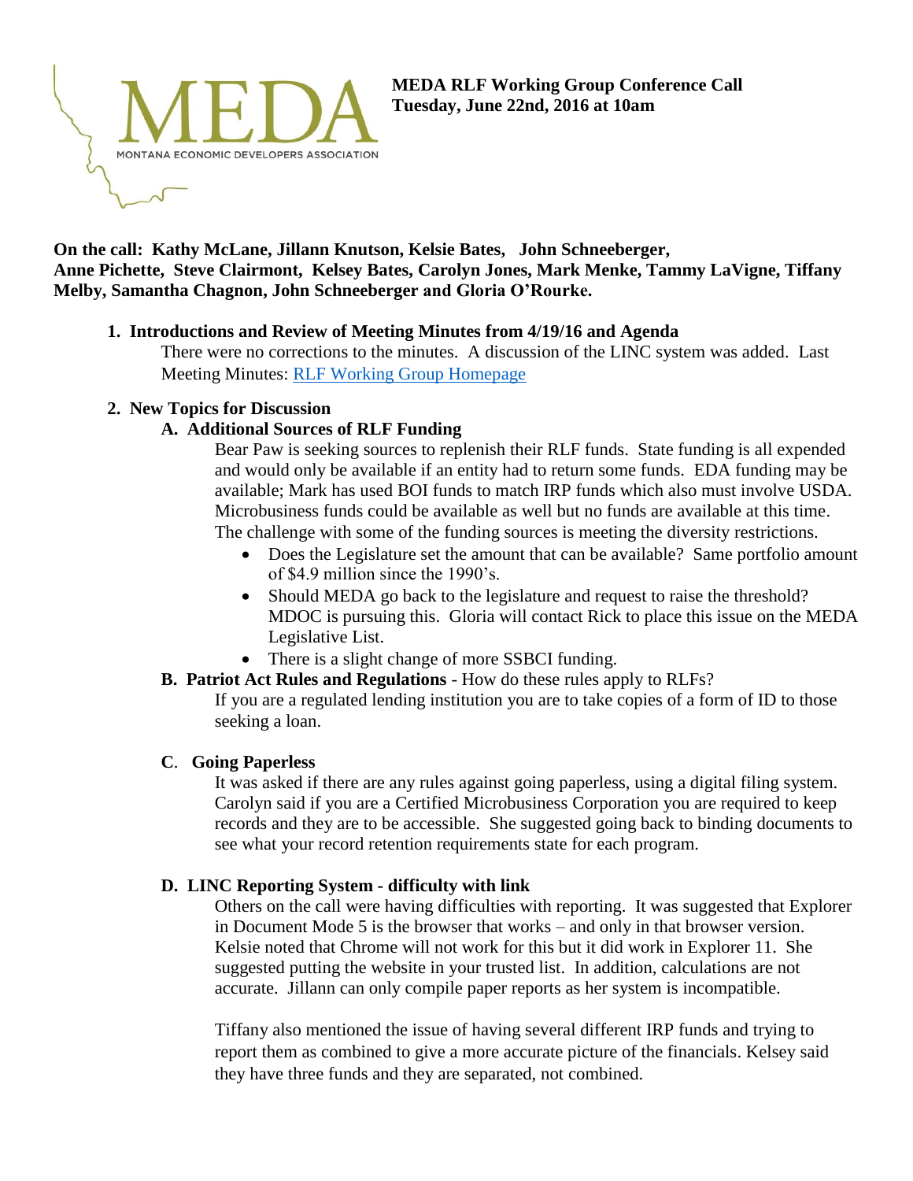MEDA

MONTANA ECONOMIC DEVELOPERS ASSOCIATION

**MEDA RLF Working Group Conference Call**
**Tuesday, June 22nd, 2016 at 10am**

**On the call: Kathy McLane, Jillann Knutson, Kelsie Bates, John Schneeberger, Anne Pichette, Steve Clairmont, Kelsey Bates, Carolyn Jones, Mark Menke, Tammy LaVigne, Tiffany Melby, Samantha Chagnon, John Schneeberger and Gloria O'Rourke.**

1. **Introductions and Review of Meeting Minutes from 4/19/16 and Agenda**

   There were no corrections to the minutes. A discussion of the LINC system was added. Last Meeting Minutes: [RLF Working Group Homepage]

2. **New Topics for Discussion**

   **A. Additional Sources of RLF Funding**

   Bear Paw is seeking sources to replenish their RLF funds. State funding is all expended and would only be available if an entity had to return some funds. EDA funding may be available; Mark has used BOI funds to match IRP funds which also must involve USDA. Microbusiness funds could be available as well but no funds are available at this time. The challenge with some of the funding sources is meeting the diversity restrictions.

   - Does the Legislature set the amount that can be available? Same portfolio amount of $4.9 million since the 1990's.
   - Should MEDA go back to the legislature and request to raise the threshold? MDOC is pursuing this. Gloria will contact Rick to place this issue on the MEDA Legislative List.
   - There is a slight change of more SSBCI funding.

   **B. Patriot Act Rules and Regulations** - How do these rules apply to RLFs?

   If you are a regulated lending institution you are to take copies of a form of ID to those seeking a loan.

   **C. Going Paperless**

   It was asked if there are any rules against going paperless, using a digital filing system. Carolyn said if you are a Certified Microbusiness Corporation you are required to keep records and they are to be accessible. She suggested going back to binding documents to see what your record retention requirements state for each program.

   **D. LINC Reporting System - difficulty with link**

   Others on the call were having difficulties with reporting. It was suggested that Explorer in Document Mode 5 is the browser that works – and only in that browser version. Kelsie noted that Chrome will not work for this but it did work in Explorer 11. She suggested putting the website in your trusted list. In addition, calculations are not accurate. Jillann can only compile paper reports as her system is incompatible.

   Tiffany also mentioned the issue of having several different IRP funds and trying to report them as combined to give a more accurate picture of the financials. Kelsey said they have three funds and they are separated, not combined.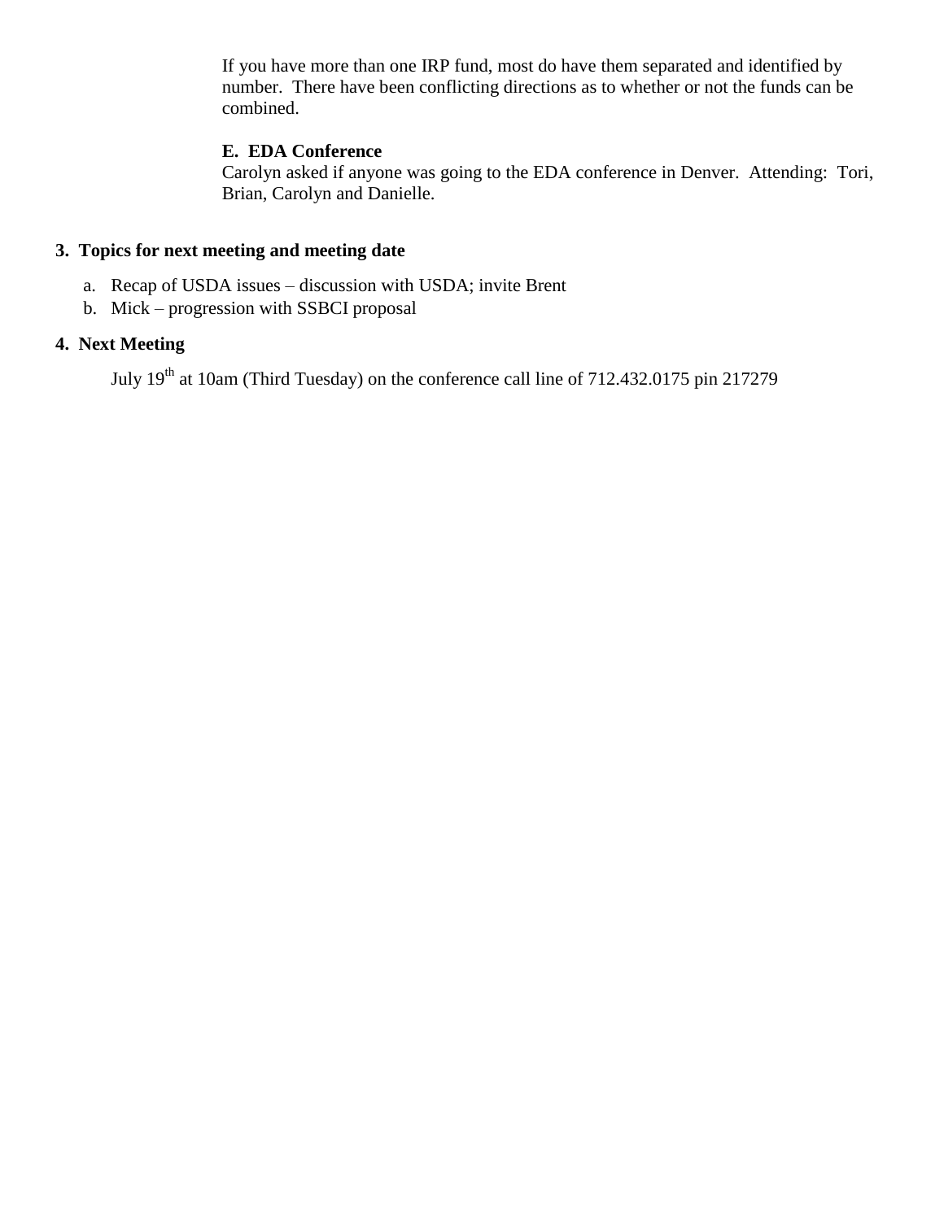If you have more than one IRP fund, most do have them separated and identified by number. There have been conflicting directions as to whether or not the funds can be combined.

**E. EDA Conference**

Carolyn asked if anyone was going to the EDA conference in Denver. Attending: Tori, Brian, Carolyn and Danielle.

**3. Topics for next meeting and meeting date**

a. Recap of USDA issues – discussion with USDA; invite Brent
b. Mick – progression with SSBCI proposal

**4. Next Meeting**

July 19th at 10am (Third Tuesday) on the conference call line of 712.432.0175 pin 217279